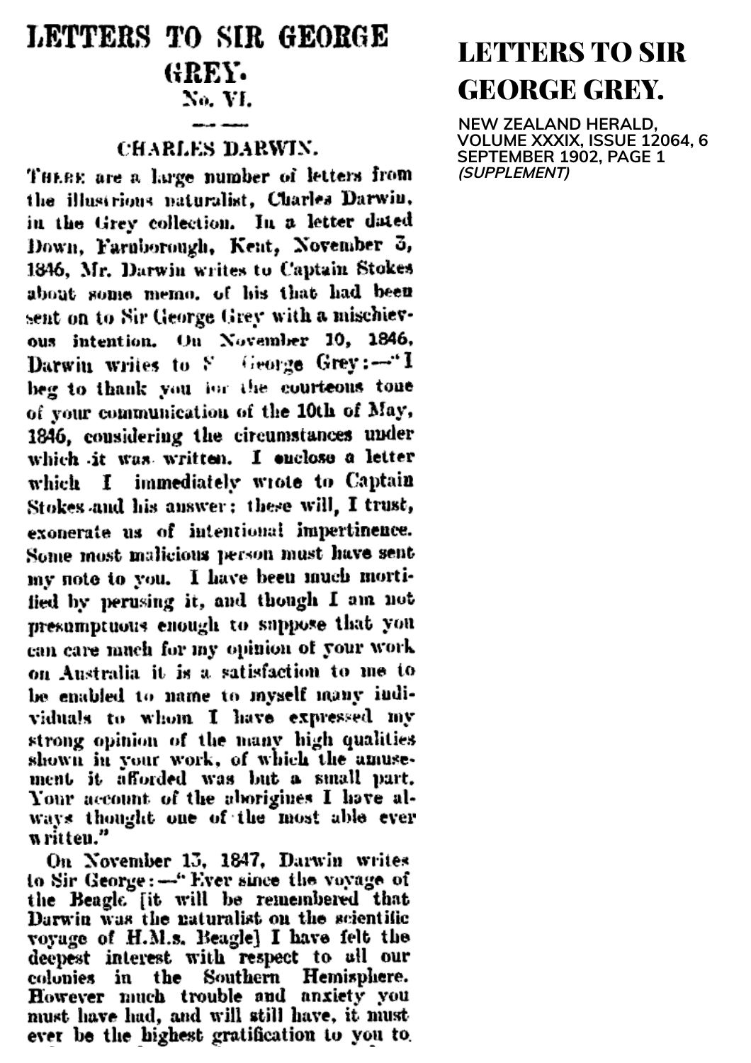# LETTERS TO SIR GEORGE GREY.

## No. VI.

### CHARLES DARWIN.

There are a large number of letters from the illustrious naturalist, Charles Darwin, in the Grey collection. In a letter dated Down, Farnborough, Kent, November 3, 1846, Mr. Darwin writes to Captain Stokes about some memo. of his that had been sent on to Sir George Grey with a mischievous intention. On November 10, 1846, Darwin writes to Sir George Grey:—"I beg to thank you for the courteous tone of your communication of the 10th of May, 1846, considering the circumstances under which it was written. I enclose a letter which I immediately wrote to Captain Stokes and his answer; these will, I trust, exonerate us of intentional impertinence. Some most malicious person must have sent my note to you. I have been much mortified by perusing it, and though I am not presumptuous enough to suppose that you can care much for my opinion of your work on Australia it is a satisfaction to me to be enabled to name to myself many individuals to whom I have expressed my strong opinion of the many high qualities shown in your work, of which the amusement it afforded was but a small part. Your account of the aborigines I have always thought one of the most able ever written."

On November 13, 1847, Darwin writes to Sir George:—"Ever since the voyage of the Beagle [it will be remembered that Darwin was the naturalist on the scientific voyage of H.M.s. Beagle] I have felt the deepest interest with respect to all our colonies in the Southern Hemisphere. However much trouble and anxiety you must have had, and will still have, it must ever be the highest gratification to you to

**LETTERS TO SIR GEORGE GREY.**

NEW ZEALAND HERALD, VOLUME XXXIX, ISSUE 12064, 6 SEPTEMBER 1902, PAGE 1 *(SUPPLEMENT)*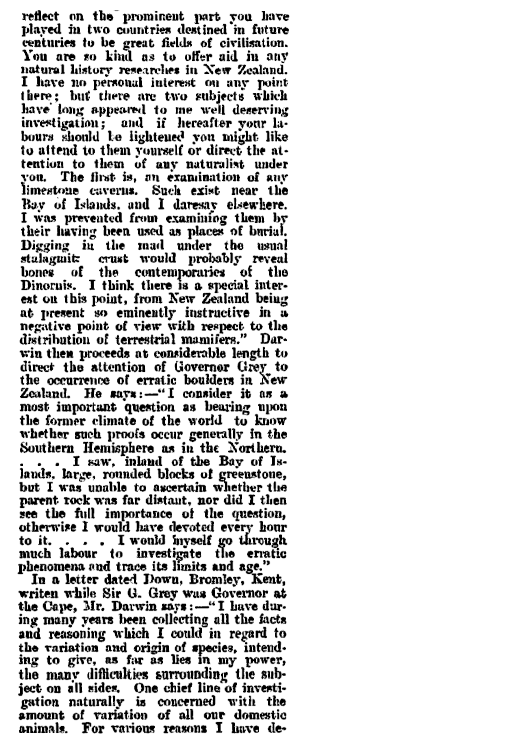reflect on the prominent part you have played in two countries destined in future centuries to be great fields of civilisation. You are so kind as to offer aid in any natural history researches in New Zealand. I have no personal interest on any point there; but there are two subjects which have long appeared to me well deserving investigation; and if hereafter your labours should be lightened you might like to attend to them yourself or direct the attention to them of any naturalist under you. The first is, an examination of any limestone caverns. Such exist near the Bay of Islands, and I daresay elsewhere. I was prevented from examining them by their having been used as places of burial. Digging in the mud under the usual stalagmitc crust would probably reveal bones of the contemporaries of the Dinornis. I think there is a special interest on this point, from New Zealand being at present so eminently instructive in a negative point of view with respect to the distribution of terrestrial mamifers." Darwin then proceeds at considerable length to direct the attention of Governor Grey to the occurrence of erratic boulders in New Zealand. He says:—"I consider it as a most important question as bearing upon the former climate of the world to know whether such proofs occur generally in the Southern Hemisphere as in the Northern. . . . I saw, inland of the Bay of Islands, large, rounded blocks of greenstone, but I was unable to ascertain whether the parent rock was far distant, nor did I then see the full importance of the question, otherwise I would have devoted every hour to it. . . . I would myself go through much labour to investigate the erratic phenomena and trace its limits and age."

In a letter dated Down, Bromley, Kent, writen while Sir G. Grey was Governor at the Cape, Mr. Darwin says:—"I have during many years been collecting all the facts and reasoning which I could in regard to the variation and origin of species, intending to give, as far as lies in my power, the many difficulties surrounding the subject on all sides. One chief line of investigation naturally is concerned with the amount of variation of all our domestic animals. For various reasons I have de-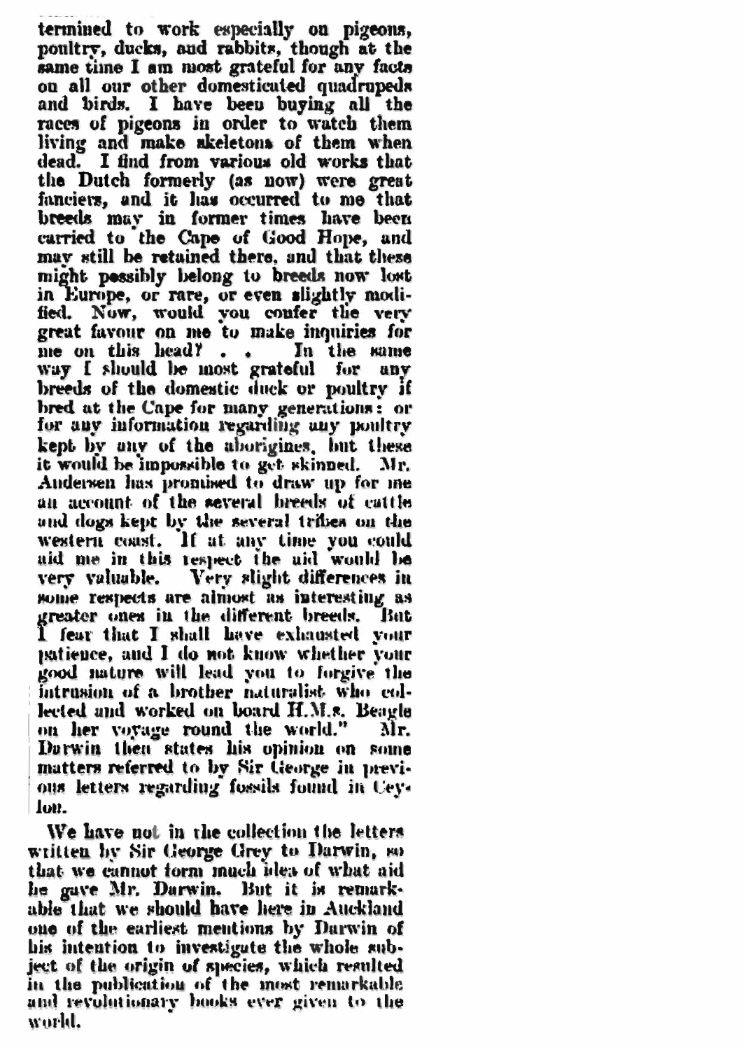termined to work especially on pigeons, poultry, ducks, and rabbits, though at the same time I am most grateful for any facts on all our other domesticated quadrupeds and birds. I have been buying all the races of pigeons in order to watch them living and make skeletons of them when dead. I find from various old works that the Dutch formerly (as now) were great fanciers, and it has occurred to me that breeds may in former times have been carried to the Cape of Good Hope, and may still be retained there, and that these might possibly belong to breeds now lost in Europe, or rare, or even slightly modified. Now, would you confer the very great favour on me to make inquiries for me on this head? . . In the same way I should be most grateful for any breeds of the domestic duck or poultry if bred at the Cape for many generations: or for any information regarding any poultry kept by any of the aborigines, but these it would be impossible to get skinned. Mr. Andersen has promised to draw up for me an account of the several breeds of cattle and dogs kept by the several tribes on the western coast. If at any time you could aid me in this respect the aid would be very valuable. Very slight differences in some respects are almost as interesting as greater ones in the different breeds. But I fear that I shall have exhausted your patience, and I do not know whether your good nature will lead you to forgive the intrusion of a brother naturalist who collected and worked on board H.M.s. Beagle on her voyage round the world." Mr. Darwin then states his opinion on some matters referred to by Sir George in previous letters regarding fossils found in Ceylon.

We have not in the collection the letters written by Sir George Grey to Darwin, so that we cannot form much idea of what aid he gave Mr. Darwin. But it is remarkable that we should have here in Auckland one of the earliest mentions by Darwin of his intention to investigate the whole subject of the origin of species, which resulted in the publication of the most remarkable and revolutionary books ever given to the world.